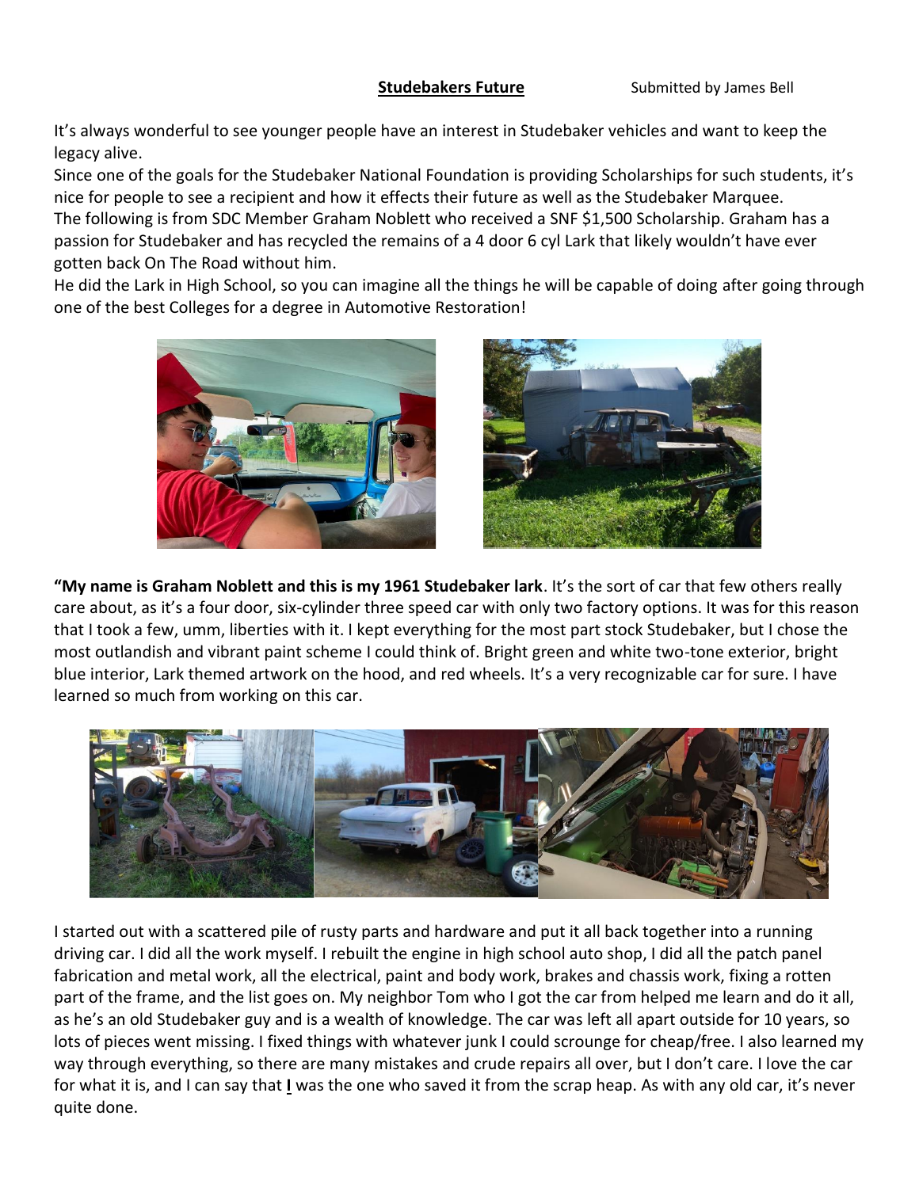**Studebakers Future** Submitted by James Bell

It's always wonderful to see younger people have an interest in Studebaker vehicles and want to keep the legacy alive.

Since one of the goals for the Studebaker National Foundation is providing Scholarships for such students, it's nice for people to see a recipient and how it effects their future as well as the Studebaker Marquee.

The following is from SDC Member Graham Noblett who received a SNF $1,500 Scholarship. Graham has a passion for Studebaker and has recycled the remains of a 4 door 6 cyl Lark that likely wouldn't have ever gotten back On The Road without him.

He did the Lark in High School, so you can imagine all the things he will be capable of doing after going through one of the best Colleges for a degree in Automotive Restoration!

**"My name is Graham Noblett and this is my 1961 Studebaker lark**. It's the sort of car that few others really care about, as it's a four door, six-cylinder three speed car with only two factory options. It was for this reason that I took a few, umm, liberties with it. I kept everything for the most part stock Studebaker, but I chose the most outlandish and vibrant paint scheme I could think of. Bright green and white two-tone exterior, bright blue interior, Lark themed artwork on the hood, and red wheels. It's a very recognizable car for sure. I have learned so much from working on this car.

I started out with a scattered pile of rusty parts and hardware and put it all back together into a running driving car. I did all the work myself. I rebuilt the engine in high school auto shop, I did all the patch panel fabrication and metal work, all the electrical, paint and body work, brakes and chassis work, fixing a rotten part of the frame, and the list goes on. My neighbor Tom who I got the car from helped me learn and do it all, as he's an old Studebaker guy and is a wealth of knowledge. The car was left all apart outside for 10 years, so lots of pieces went missing. I fixed things with whatever junk I could scrounge for cheap/free. I also learned my way through everything, so there are many mistakes and crude repairs all over, but I don't care. I love the car for what it is, and I can say that **I** was the one who saved it from the scrap heap. As with any old car, it's never quite done.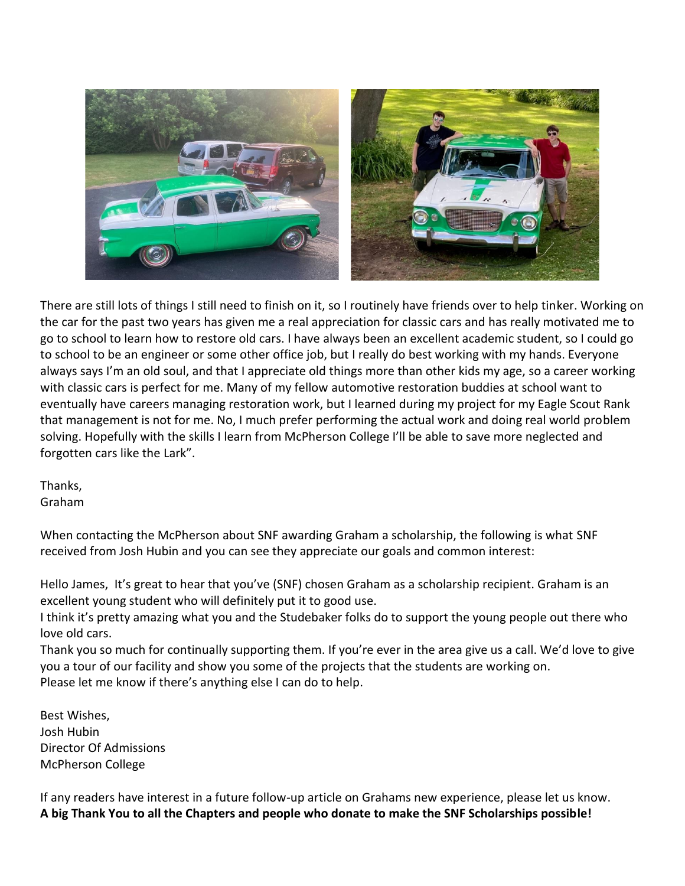There are still lots of things I still need to finish on it, so I routinely have friends over to help tinker. Working on the car for the past two years has given me a real appreciation for classic cars and has really motivated me to go to school to learn how to restore old cars. I have always been an excellent academic student, so I could go to school to be an engineer or some other office job, but I really do best working with my hands. Everyone always says I'm an old soul, and that I appreciate old things more than other kids my age, so a career working with classic cars is perfect for me. Many of my fellow automotive restoration buddies at school want to eventually have careers managing restoration work, but I learned during my project for my Eagle Scout Rank that management is not for me. No, I much prefer performing the actual work and doing real world problem solving. Hopefully with the skills I learn from McPherson College I'll be able to save more neglected and forgotten cars like the Lark".

Thanks,
Graham

When contacting the McPherson about SNF awarding Graham a scholarship, the following is what SNF received from Josh Hubin and you can see they appreciate our goals and common interest:

Hello James, It's great to hear that you've (SNF) chosen Graham as a scholarship recipient. Graham is an excellent young student who will definitely put it to good use.
I think it's pretty amazing what you and the Studebaker folks do to support the young people out there who love old cars.
Thank you so much for continually supporting them. If you're ever in the area give us a call. We'd love to give you a tour of our facility and show you some of the projects that the students are working on.
Please let me know if there's anything else I can do to help.

Best Wishes,
Josh Hubin
Director Of Admissions
McPherson College

If any readers have interest in a future follow-up article on Grahams new experience, please let us know.
**A big Thank You to all the Chapters and people who donate to make the SNF Scholarships possible!**